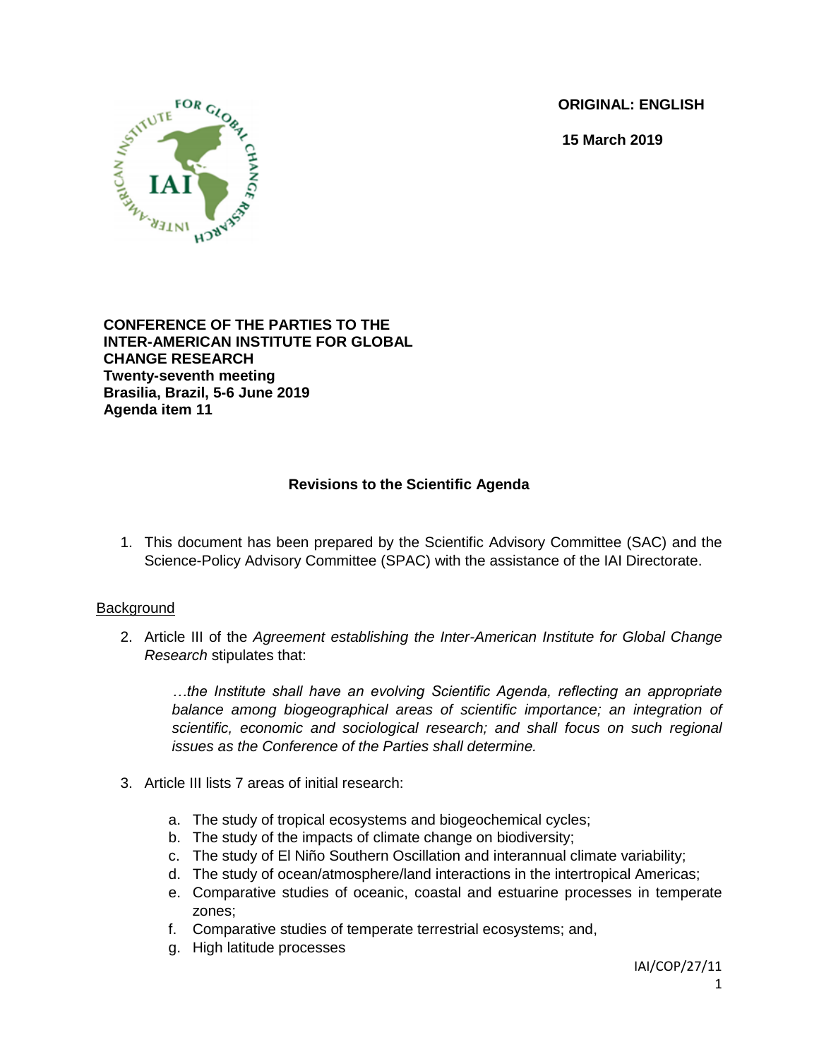**ORIGINAL: ENGLISH**

**15 March 2019**

**CONFERENCE OF THE PARTIES TO THE INTER-AMERICAN INSTITUTE FOR GLOBAL CHANGE RESEARCH**
**Twenty-seventh meeting**
**Brasilia, Brazil, 5-6 June 2019**
**Agenda item 11**

## Revisions to the Scientific Agenda

1. This document has been prepared by the Scientific Advisory Committee (SAC) and the Science-Policy Advisory Committee (SPAC) with the assistance of the IAI Directorate.

### Background

2. Article III of the *Agreement establishing the Inter-American Institute for Global Change Research* stipulates that:

   *…the Institute shall have an evolving Scientific Agenda, reflecting an appropriate balance among biogeographical areas of scientific importance; an integration of scientific, economic and sociological research; and shall focus on such regional issues as the Conference of the Parties shall determine.*

3. Article III lists 7 areas of initial research:

   a. The study of tropical ecosystems and biogeochemical cycles;
   b. The study of the impacts of climate change on biodiversity;
   c. The study of El Niño Southern Oscillation and interannual climate variability;
   d. The study of ocean/atmosphere/land interactions in the intertropical Americas;
   e. Comparative studies of oceanic, coastal and estuarine processes in temperate zones;
   f. Comparative studies of temperate terrestrial ecosystems; and,
   g. High latitude processes

IAI/COP/27/11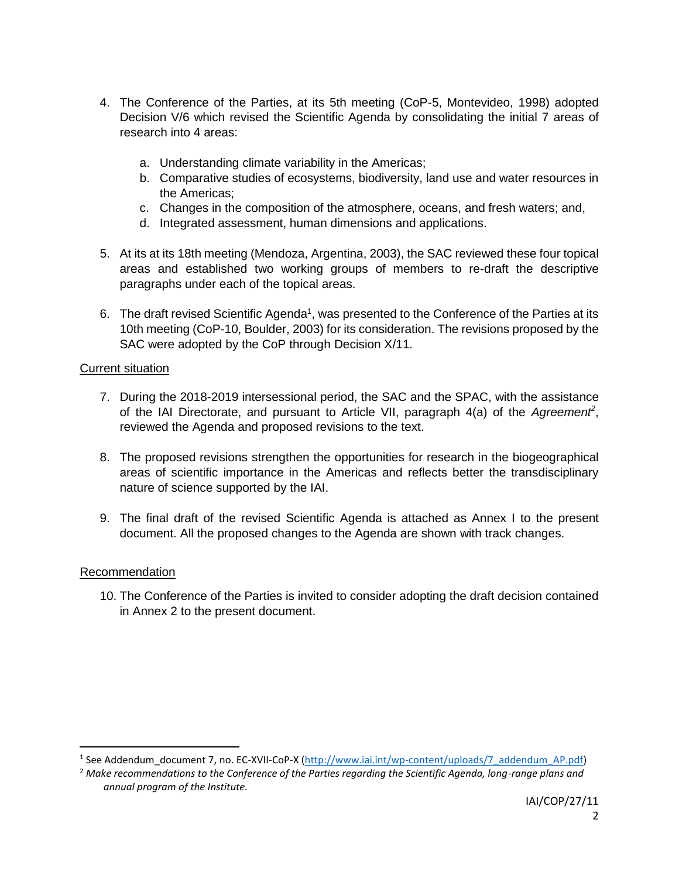4. The Conference of the Parties, at its 5th meeting (CoP-5, Montevideo, 1998) adopted Decision V/6 which revised the Scientific Agenda by consolidating the initial 7 areas of research into 4 areas:

   a. Understanding climate variability in the Americas;
   b. Comparative studies of ecosystems, biodiversity, land use and water resources in the Americas;
   c. Changes in the composition of the atmosphere, oceans, and fresh waters; and,
   d. Integrated assessment, human dimensions and applications.

5. At its at its 18th meeting (Mendoza, Argentina, 2003), the SAC reviewed these four topical areas and established two working groups of members to re-draft the descriptive paragraphs under each of the topical areas.

6. The draft revised Scientific Agenda[1], was presented to the Conference of the Parties at its 10th meeting (CoP-10, Boulder, 2003) for its consideration. The revisions proposed by the SAC were adopted by the CoP through Decision X/11.

<u>Current situation</u>

7. During the 2018-2019 intersessional period, the SAC and the SPAC, with the assistance of the IAI Directorate, and pursuant to Article VII, paragraph 4(a) of the *Agreement*[2], reviewed the Agenda and proposed revisions to the text.

8. The proposed revisions strengthen the opportunities for research in the biogeographical areas of scientific importance in the Americas and reflects better the transdisciplinary nature of science supported by the IAI.

9. The final draft of the revised Scientific Agenda is attached as Annex I to the present document. All the proposed changes to the Agenda are shown with track changes.

<u>Recommendation</u>

10. The Conference of the Parties is invited to consider adopting the draft decision contained in Annex 2 to the present document.

---

[1] See Addendum_document 7, no. EC-XVII-CoP-X (http://www.iai.int/wp-content/uploads/7_addendum_AP.pdf)

[2] *Make recommendations to the Conference of the Parties regarding the Scientific Agenda, long-range plans and annual program of the Institute.*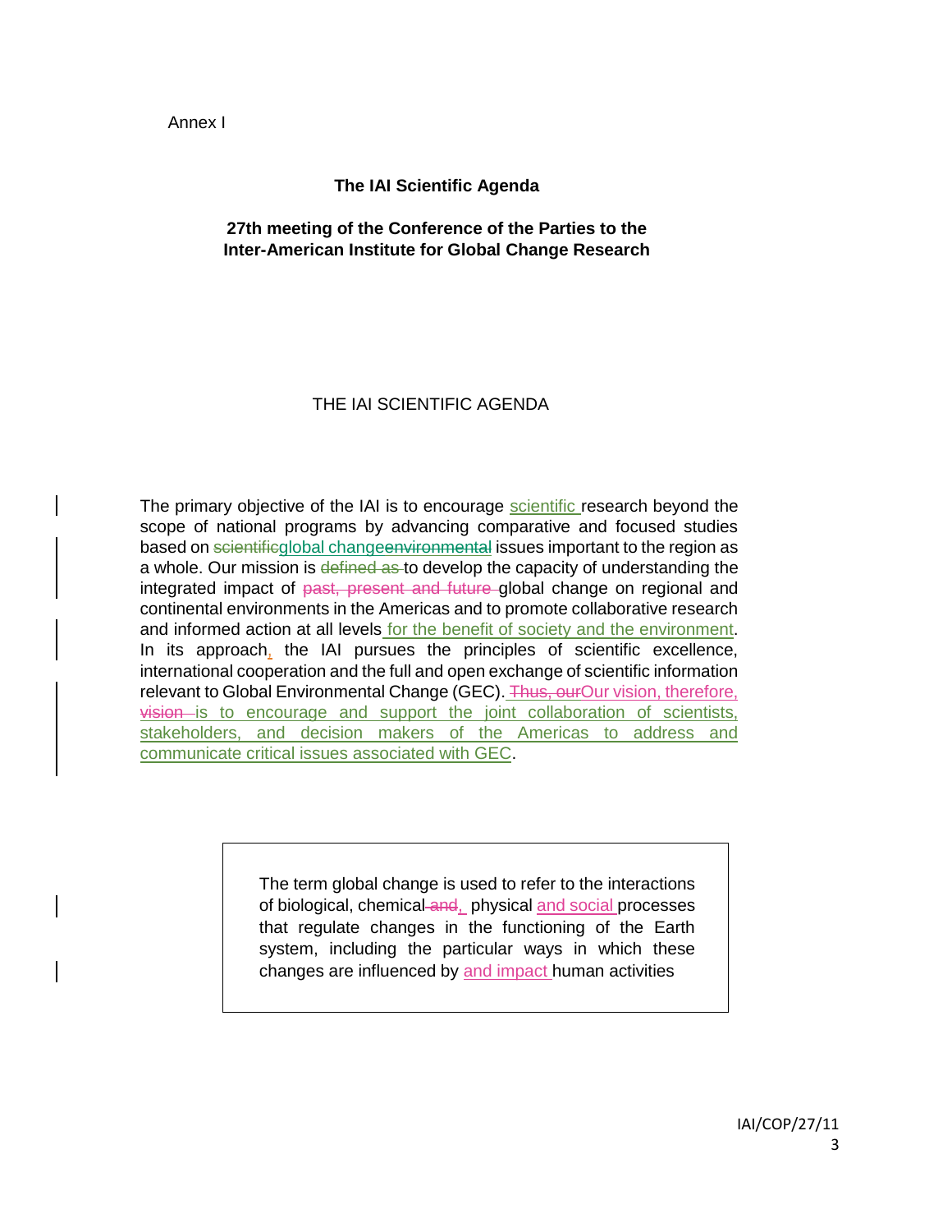Annex I

**The IAI Scientific Agenda**

**27th meeting of the Conference of the Parties to the Inter-American Institute for Global Change Research**

THE IAI SCIENTIFIC AGENDA

The primary objective of the IAI is to encourage scientific research beyond the scope of national programs by advancing comparative and focused studies based on ~~scientific~~global change~~environmental~~ issues important to the region as a whole. Our mission is ~~defined as~~ to develop the capacity of understanding the integrated impact of ~~past, present and future~~ global change on regional and continental environments in the Americas and to promote collaborative research and informed action at all levels for the benefit of society and the environment. In its approach, the IAI pursues the principles of scientific excellence, international cooperation and the full and open exchange of scientific information relevant to Global Environmental Change (GEC). ~~Thus, our~~Our vision, therefore, ~~vision~~ is to encourage and support the joint collaboration of scientists, stakeholders, and decision makers of the Americas to address and communicate critical issues associated with GEC.

> The term global change is used to refer to the interactions of biological, chemical ~~and~~, physical and social processes that regulate changes in the functioning of the Earth system, including the particular ways in which these changes are influenced by and impact human activities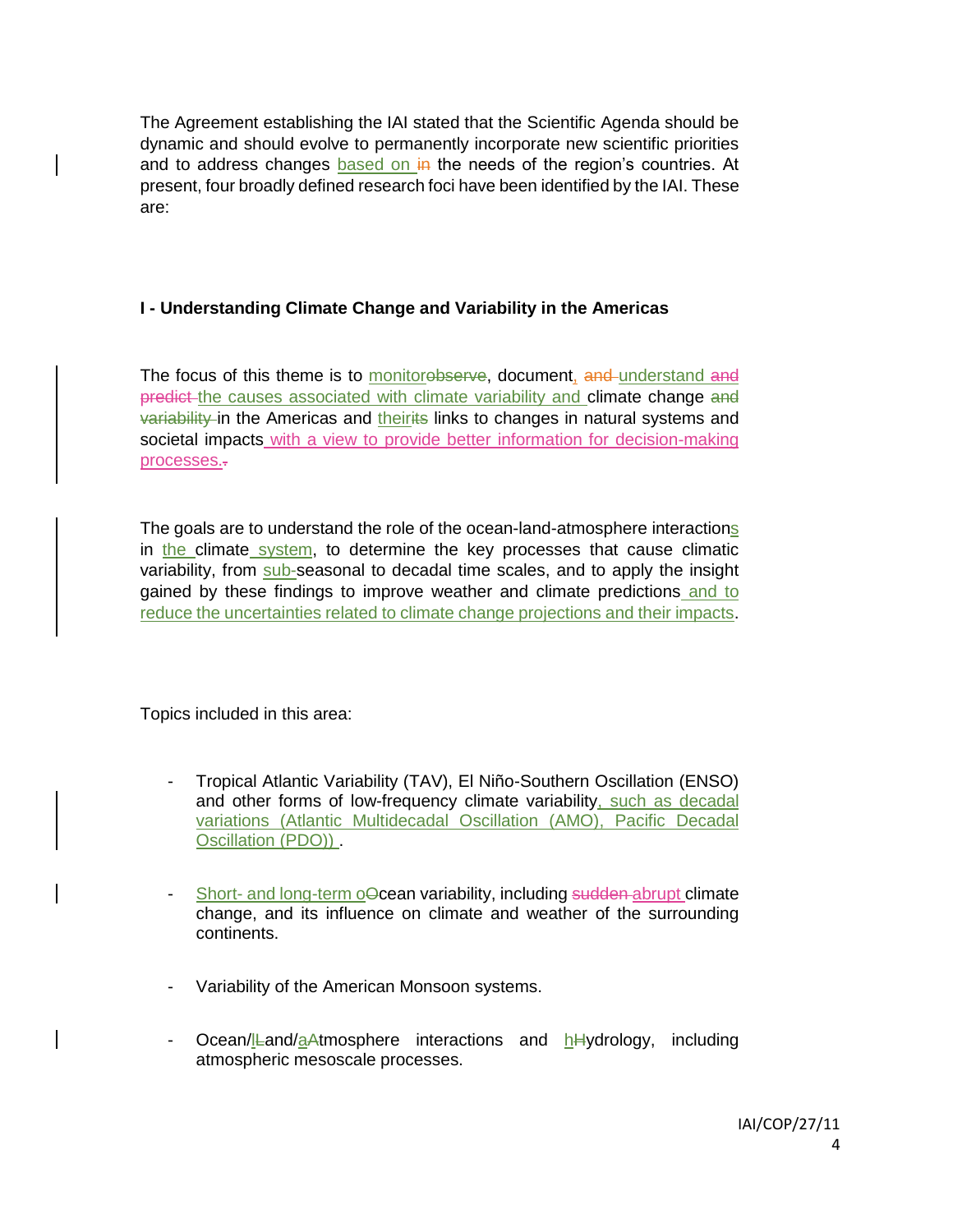The Agreement establishing the IAI stated that the Scientific Agenda should be dynamic and should evolve to permanently incorporate new scientific priorities and to address changes based on ~~in~~ the needs of the region's countries. At present, four broadly defined research foci have been identified by the IAI. These are:

### I - Understanding Climate Change and Variability in the Americas

The focus of this theme is to monitor~~observe~~, document, ~~and~~ understand ~~and predict~~ the causes associated with climate variability and climate change ~~and variability~~ in the Americas and their~~its~~ links to changes in natural systems and societal impacts with a view to provide better information for decision-making processes.~~.~~

The goals are to understand the role of the ocean-land-atmosphere interactions in the climate system, to determine the key processes that cause climatic variability, from sub-seasonal to decadal time scales, and to apply the insight gained by these findings to improve weather and climate predictions and to reduce the uncertainties related to climate change projections and their impacts.

Topics included in this area:

- Tropical Atlantic Variability (TAV), El Niño-Southern Oscillation (ENSO) and other forms of low-frequency climate variability, such as decadal variations (Atlantic Multidecadal Oscillation (AMO), Pacific Decadal Oscillation (PDO)) .
- Short- and long-term o~~O~~cean variability, including ~~sudden~~ abrupt climate change, and its influence on climate and weather of the surrounding continents.
- Variability of the American Monsoon systems.
- Ocean/l~~L~~and/a~~A~~tmosphere interactions and h~~H~~ydrology, including atmospheric mesoscale processes.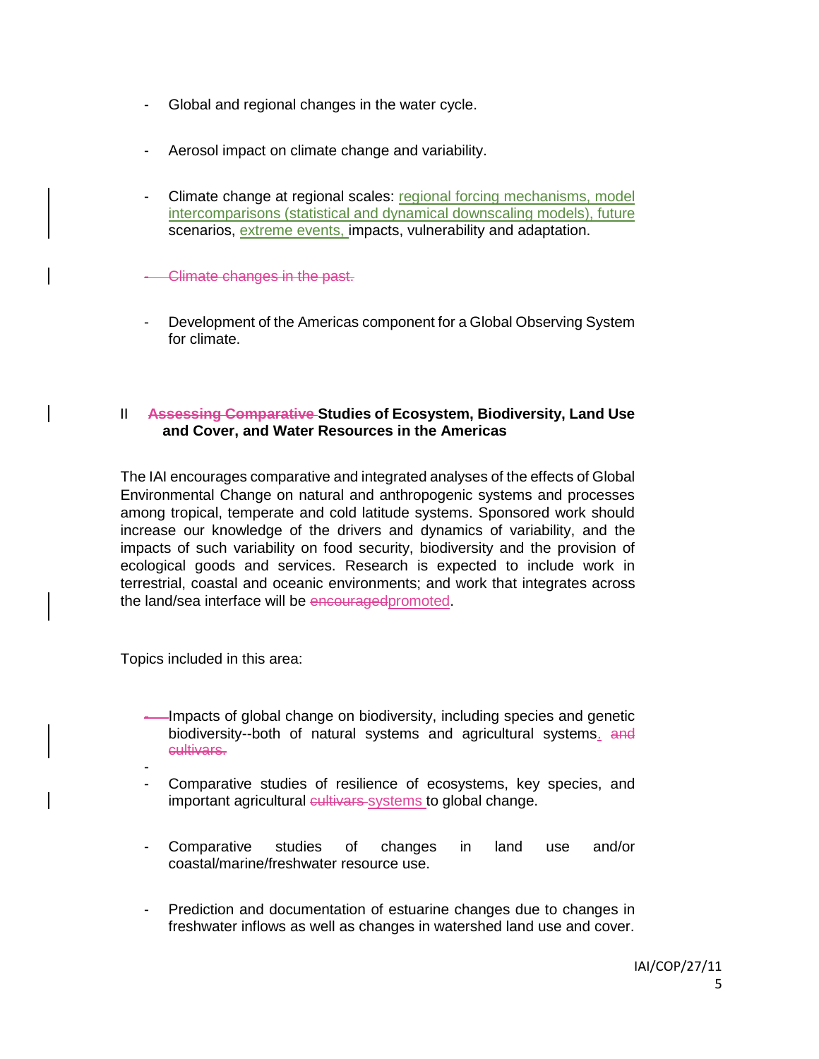- Global and regional changes in the water cycle.

- Aerosol impact on climate change and variability.

- Climate change at regional scales: regional forcing mechanisms, model intercomparisons (statistical and dynamical downscaling models), future scenarios, extreme events, impacts, vulnerability and adaptation.

- ~~Climate changes in the past.~~

- Development of the Americas component for a Global Observing System for climate.

## II ~~Assessing Comparative~~ Studies of Ecosystem, Biodiversity, Land Use and Cover, and Water Resources in the Americas

The IAI encourages comparative and integrated analyses of the effects of Global Environmental Change on natural and anthropogenic systems and processes among tropical, temperate and cold latitude systems. Sponsored work should increase our knowledge of the drivers and dynamics of variability, and the impacts of such variability on food security, biodiversity and the provision of ecological goods and services. Research is expected to include work in terrestrial, coastal and oceanic environments; and work that integrates across the land/sea interface will be ~~encouraged~~promoted.

Topics included in this area:

- Impacts of global change on biodiversity, including species and genetic biodiversity--both of natural systems and agricultural systems. ~~and cultivars.~~

- Comparative studies of resilience of ecosystems, key species, and important agricultural ~~cultivars~~ systems to global change.

- Comparative studies of changes in land use and/or coastal/marine/freshwater resource use.

- Prediction and documentation of estuarine changes due to changes in freshwater inflows as well as changes in watershed land use and cover.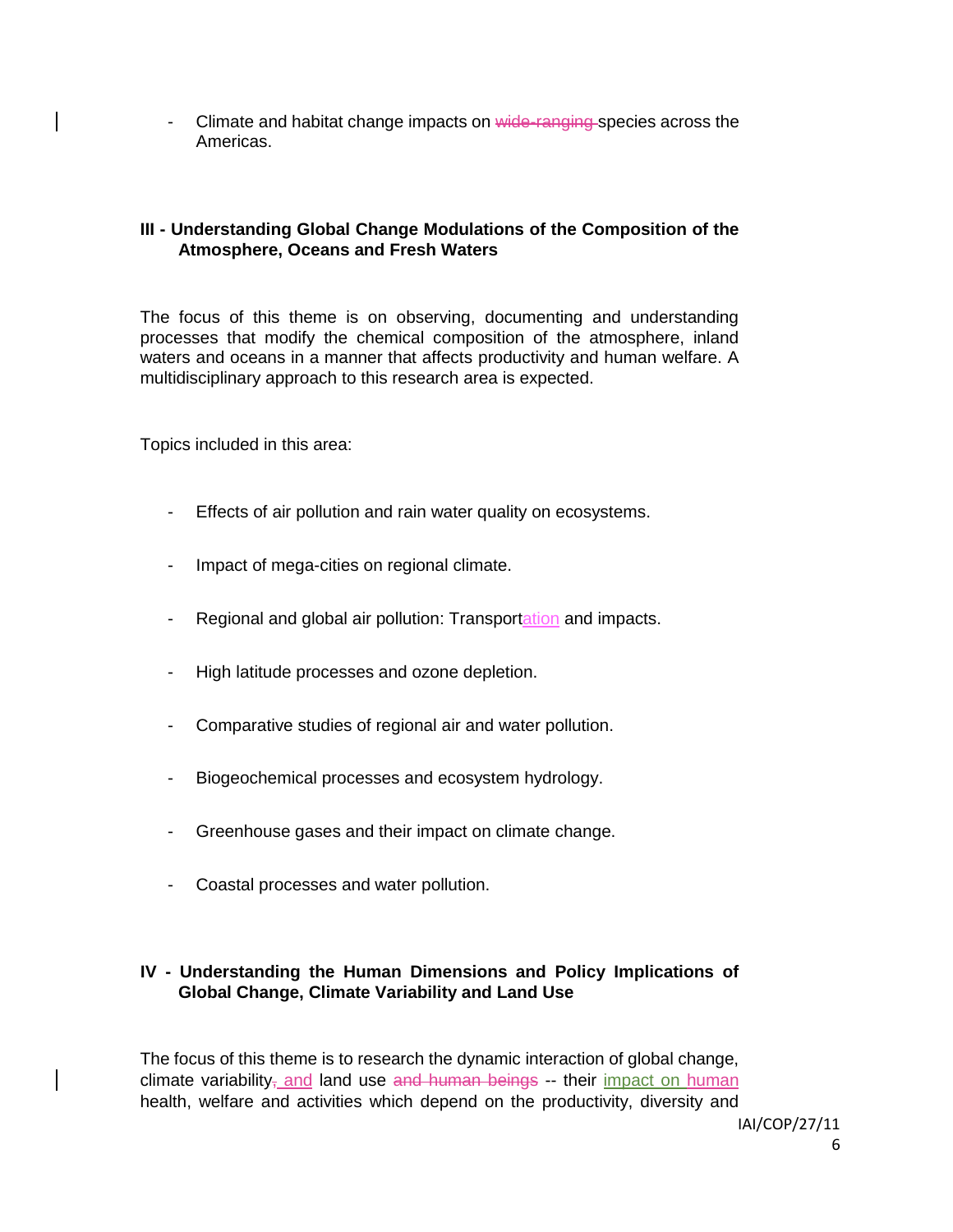- Climate and habitat change impacts on ~~wide-ranging~~ species across the Americas.

### III - Understanding Global Change Modulations of the Composition of the Atmosphere, Oceans and Fresh Waters

The focus of this theme is on observing, documenting and understanding processes that modify the chemical composition of the atmosphere, inland waters and oceans in a manner that affects productivity and human welfare. A multidisciplinary approach to this research area is expected.

Topics included in this area:

- Effects of air pollution and rain water quality on ecosystems.
- Impact of mega-cities on regional climate.
- Regional and global air pollution: Transportation and impacts.
- High latitude processes and ozone depletion.
- Comparative studies of regional air and water pollution.
- Biogeochemical processes and ecosystem hydrology.
- Greenhouse gases and their impact on climate change.
- Coastal processes and water pollution.

### IV - Understanding the Human Dimensions and Policy Implications of Global Change, Climate Variability and Land Use

The focus of this theme is to research the dynamic interaction of global change, climate variability~~,~~ and land use ~~and human beings~~ -- their impact on human health, welfare and activities which depend on the productivity, diversity and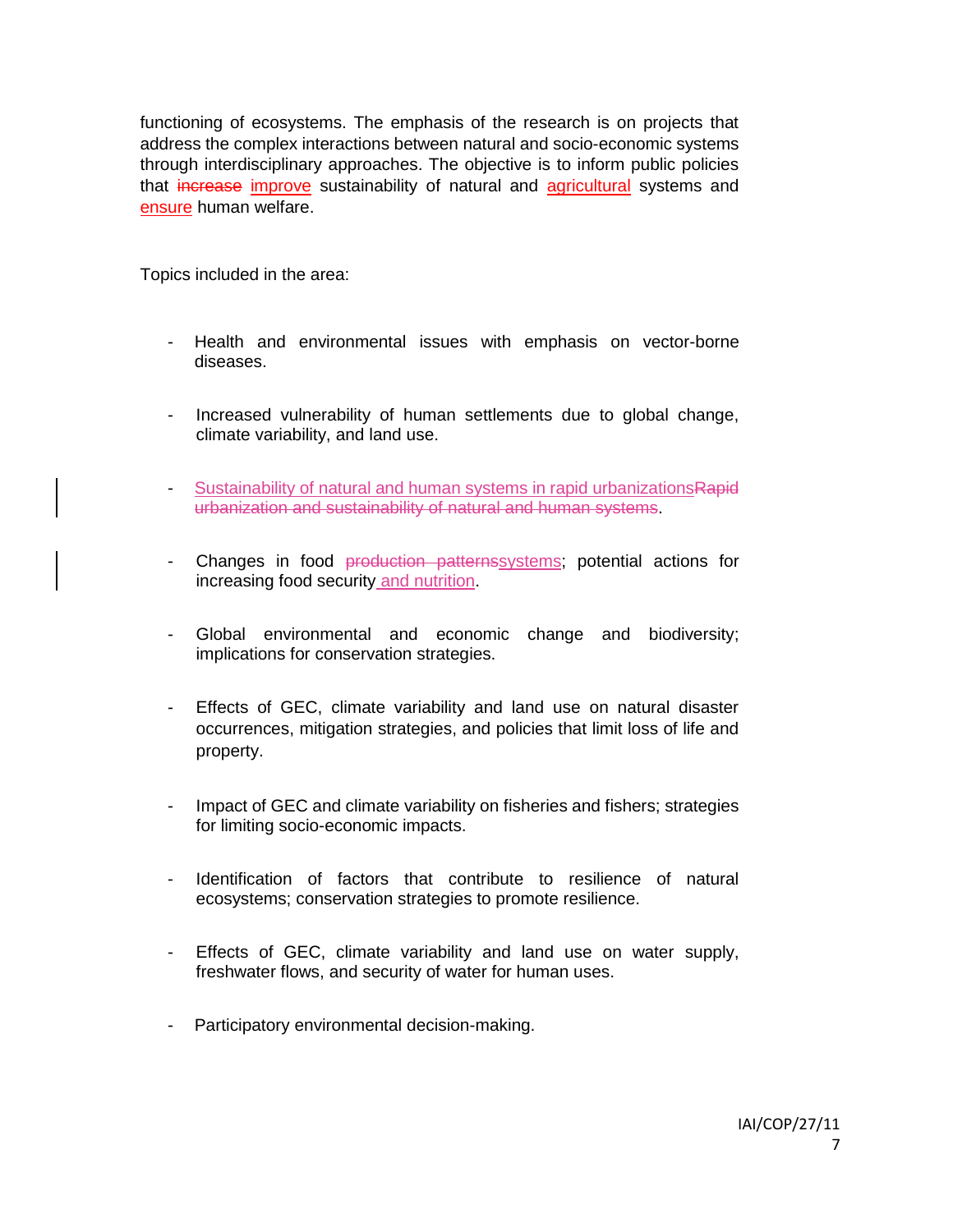functioning of ecosystems. The emphasis of the research is on projects that address the complex interactions between natural and socio-economic systems through interdisciplinary approaches. The objective is to inform public policies that ~~increase~~ improve sustainability of natural and agricultural systems and ensure human welfare.

Topics included in the area:

- Health and environmental issues with emphasis on vector-borne diseases.
- Increased vulnerability of human settlements due to global change, climate variability, and land use.
- Sustainability of natural and human systems in rapid urbanizations~~Rapid urbanization and sustainability of natural and human systems~~.
- Changes in food ~~production patterns~~systems; potential actions for increasing food security and nutrition.
- Global environmental and economic change and biodiversity; implications for conservation strategies.
- Effects of GEC, climate variability and land use on natural disaster occurrences, mitigation strategies, and policies that limit loss of life and property.
- Impact of GEC and climate variability on fisheries and fishers; strategies for limiting socio-economic impacts.
- Identification of factors that contribute to resilience of natural ecosystems; conservation strategies to promote resilience.
- Effects of GEC, climate variability and land use on water supply, freshwater flows, and security of water for human uses.
- Participatory environmental decision-making.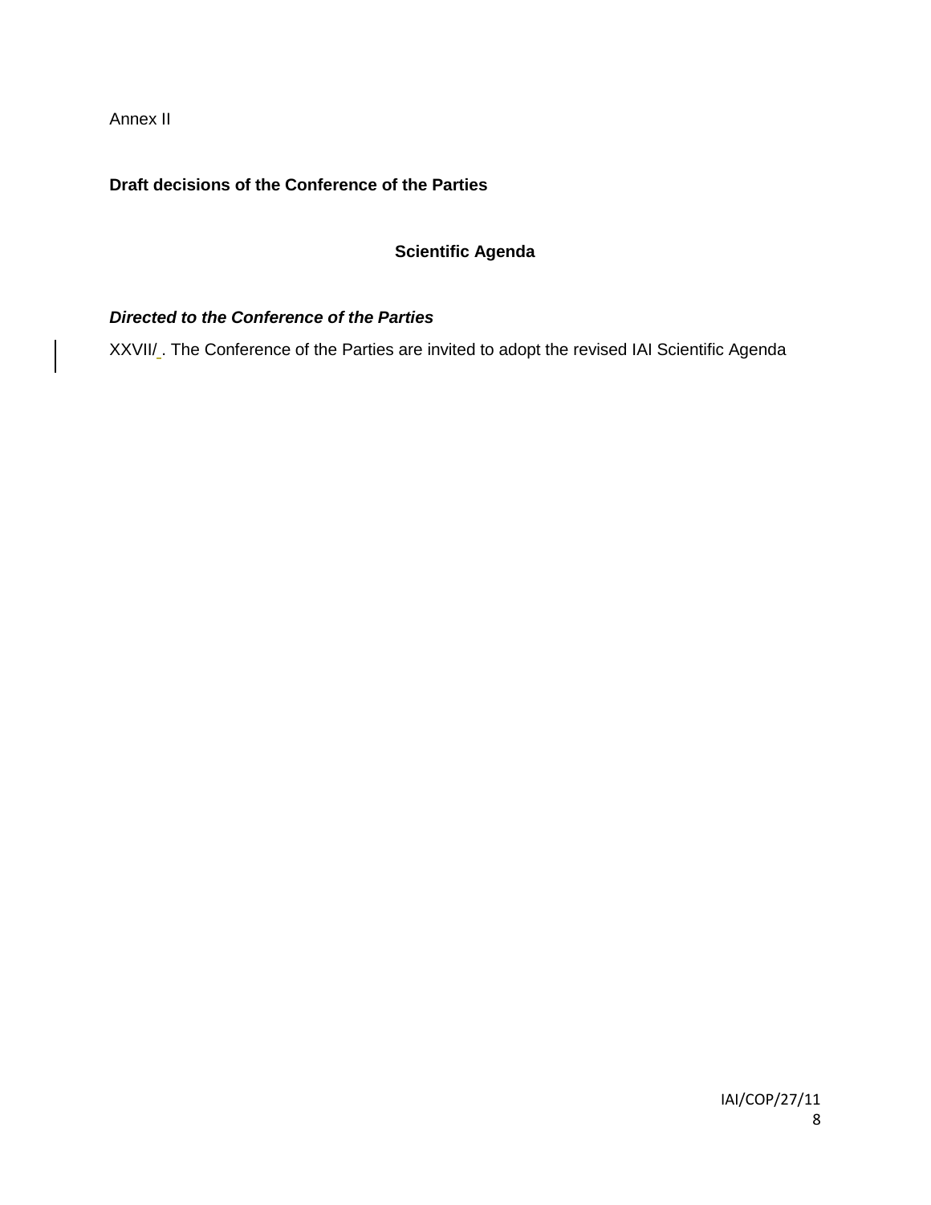Annex II

**Draft decisions of the Conference of the Parties**

**Scientific Agenda**

***Directed to the Conference of the Parties***

XXVII/_. The Conference of the Parties are invited to adopt the revised IAI Scientific Agenda